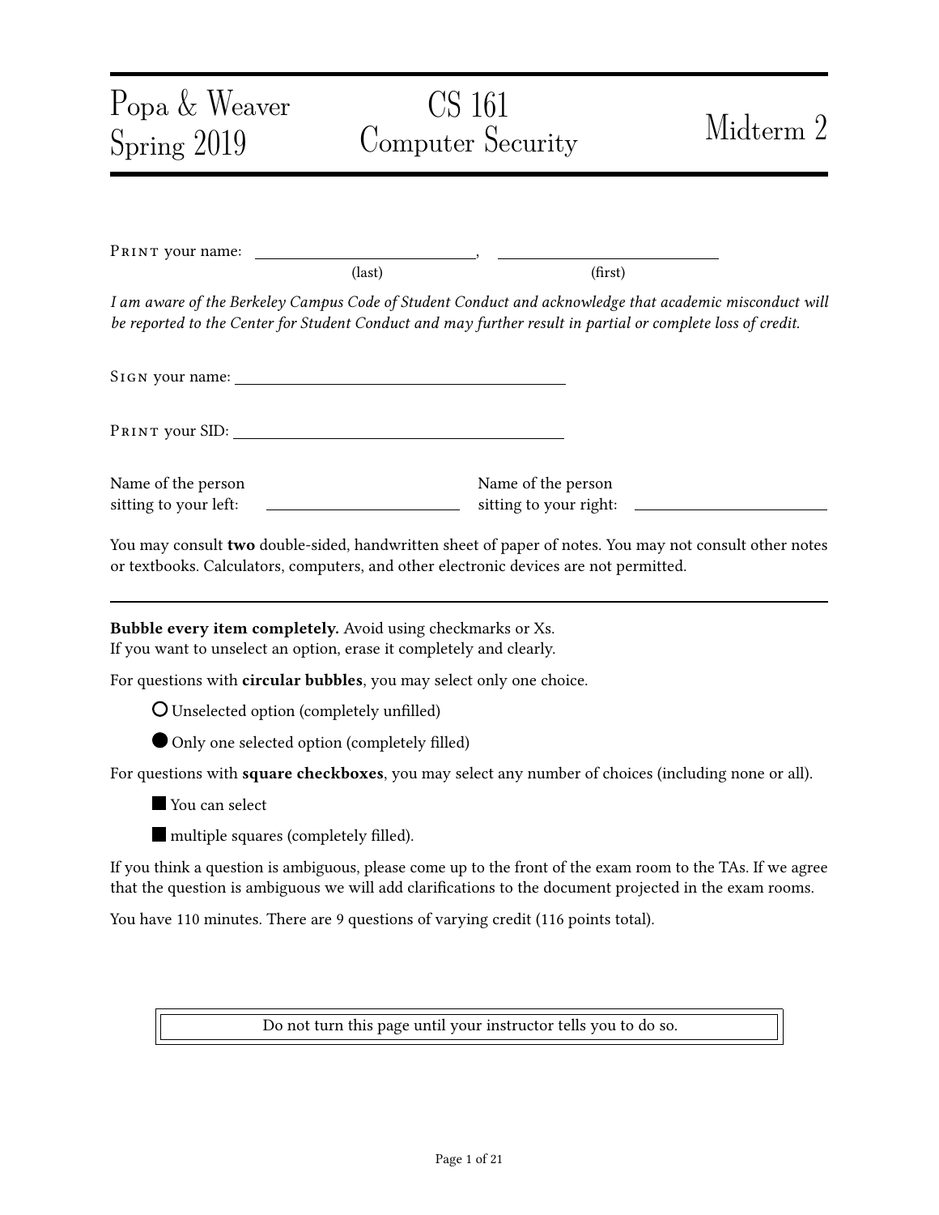Popa & Weaver
Spring 2019

# CS 161
## Computer Security

# Midterm 2

PRINT your name: ______________________, ______________________
(last) (first)

*I am aware of the Berkeley Campus Code of Student Conduct and acknowledge that academic misconduct will be reported to the Center for Student Conduct and may further result in partial or complete loss of credit.*

SIGN your name: ______________________

PRINT your SID: ______________________

Name of the person sitting to your left: ______________________

Name of the person sitting to your right: ______________________

You may consult **two** double-sided, handwritten sheet of paper of notes. You may not consult other notes or textbooks. Calculators, computers, and other electronic devices are not permitted.

---

**Bubble every item completely.** Avoid using checkmarks or Xs.
If you want to unselect an option, erase it completely and clearly.

For questions with **circular bubbles**, you may select only one choice.

- ○ Unselected option (completely unfilled)
- ● Only one selected option (completely filled)

For questions with **square checkboxes**, you may select any number of choices (including none or all).

- ■ You can select
- ■ multiple squares (completely filled).

If you think a question is ambiguous, please come up to the front of the exam room to the TAs. If we agree that the question is ambiguous we will add clarifications to the document projected in the exam rooms.

You have 110 minutes. There are 9 questions of varying credit (116 points total).

Do not turn this page until your instructor tells you to do so.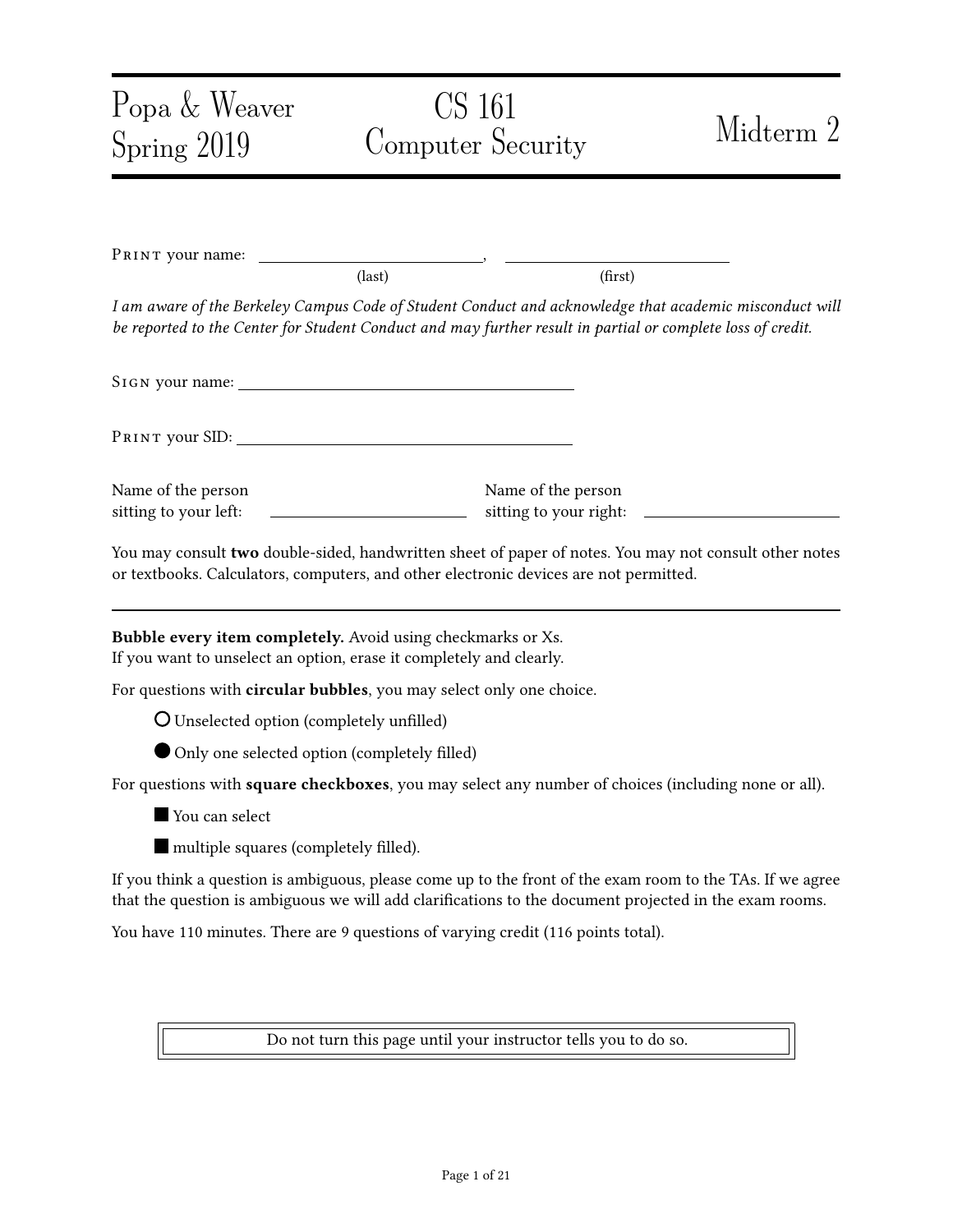# Popa & Weaver Spring 2019 — CS 161 Computer Security — Midterm 2

PRINT your name: \_\_\_\_\_\_\_\_\_\_\_\_\_\_\_\_\_\_\_\_\_\_\_\_\_\_, \_\_\_\_\_\_\_\_\_\_\_\_\_\_\_\_\_\_\_\_\_\_\_\_\_\_
(last) (first)

*I am aware of the Berkeley Campus Code of Student Conduct and acknowledge that academic misconduct will be reported to the Center for Student Conduct and may further result in partial or complete loss of credit.*

SIGN your name: \_\_\_\_\_\_\_\_\_\_\_\_\_\_\_\_\_\_\_\_\_\_\_\_\_\_\_\_\_\_\_\_\_\_\_\_\_\_\_\_

PRINT your SID: \_\_\_\_\_\_\_\_\_\_\_\_\_\_\_\_\_\_\_\_\_\_\_\_\_\_\_\_\_\_\_\_\_\_\_\_\_\_\_\_

Name of the person sitting to your left: \_\_\_\_\_\_\_\_\_\_\_\_\_\_\_\_\_\_\_\_\_\_\_

Name of the person sitting to your right: \_\_\_\_\_\_\_\_\_\_\_\_\_\_\_\_\_\_\_\_\_\_\_

You may consult **two** double-sided, handwritten sheet of paper of notes. You may not consult other notes or textbooks. Calculators, computers, and other electronic devices are not permitted.

---

**Bubble every item completely.** Avoid using checkmarks or Xs.
If you want to unselect an option, erase it completely and clearly.

For questions with **circular bubbles**, you may select only one choice.

- ○ Unselected option (completely unfilled)
- ● Only one selected option (completely filled)

For questions with **square checkboxes**, you may select any number of choices (including none or all).

- ■ You can select
- ■ multiple squares (completely filled).

If you think a question is ambiguous, please come up to the front of the exam room to the TAs. If we agree that the question is ambiguous we will add clarifications to the document projected in the exam rooms.

You have 110 minutes. There are 9 questions of varying credit (116 points total).

Do not turn this page until your instructor tells you to do so.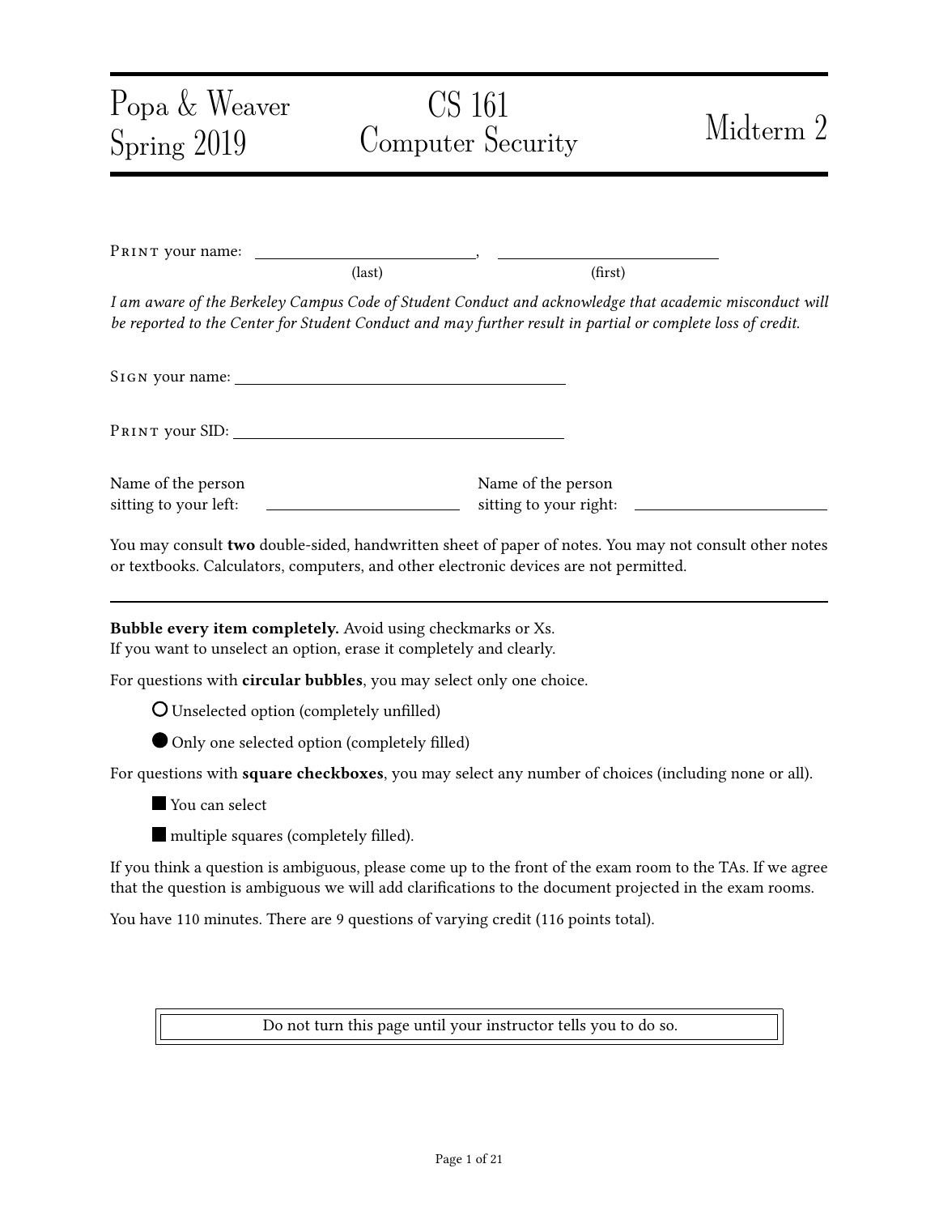# Popa & Weaver Spring 2019 — CS 161 Computer Security — Midterm 2

PRINT your name: ____________________, ____________________
(last) (first)

*I am aware of the Berkeley Campus Code of Student Conduct and acknowledge that academic misconduct will be reported to the Center for Student Conduct and may further result in partial or complete loss of credit.*

SIGN your name: ______________________________

PRINT your SID: ______________________________

Name of the person sitting to your left: ____________________

Name of the person sitting to your right: ____________________

You may consult **two** double-sided, handwritten sheet of paper of notes. You may not consult other notes or textbooks. Calculators, computers, and other electronic devices are not permitted.

---

**Bubble every item completely.** Avoid using checkmarks or Xs.
If you want to unselect an option, erase it completely and clearly.

For questions with **circular bubbles**, you may select only one choice.

- ○ Unselected option (completely unfilled)
- ● Only one selected option (completely filled)

For questions with **square checkboxes**, you may select any number of choices (including none or all).

- ■ You can select
- ■ multiple squares (completely filled).

If you think a question is ambiguous, please come up to the front of the exam room to the TAs. If we agree that the question is ambiguous we will add clarifications to the document projected in the exam rooms.

You have 110 minutes. There are 9 questions of varying credit (116 points total).

Do not turn this page until your instructor tells you to do so.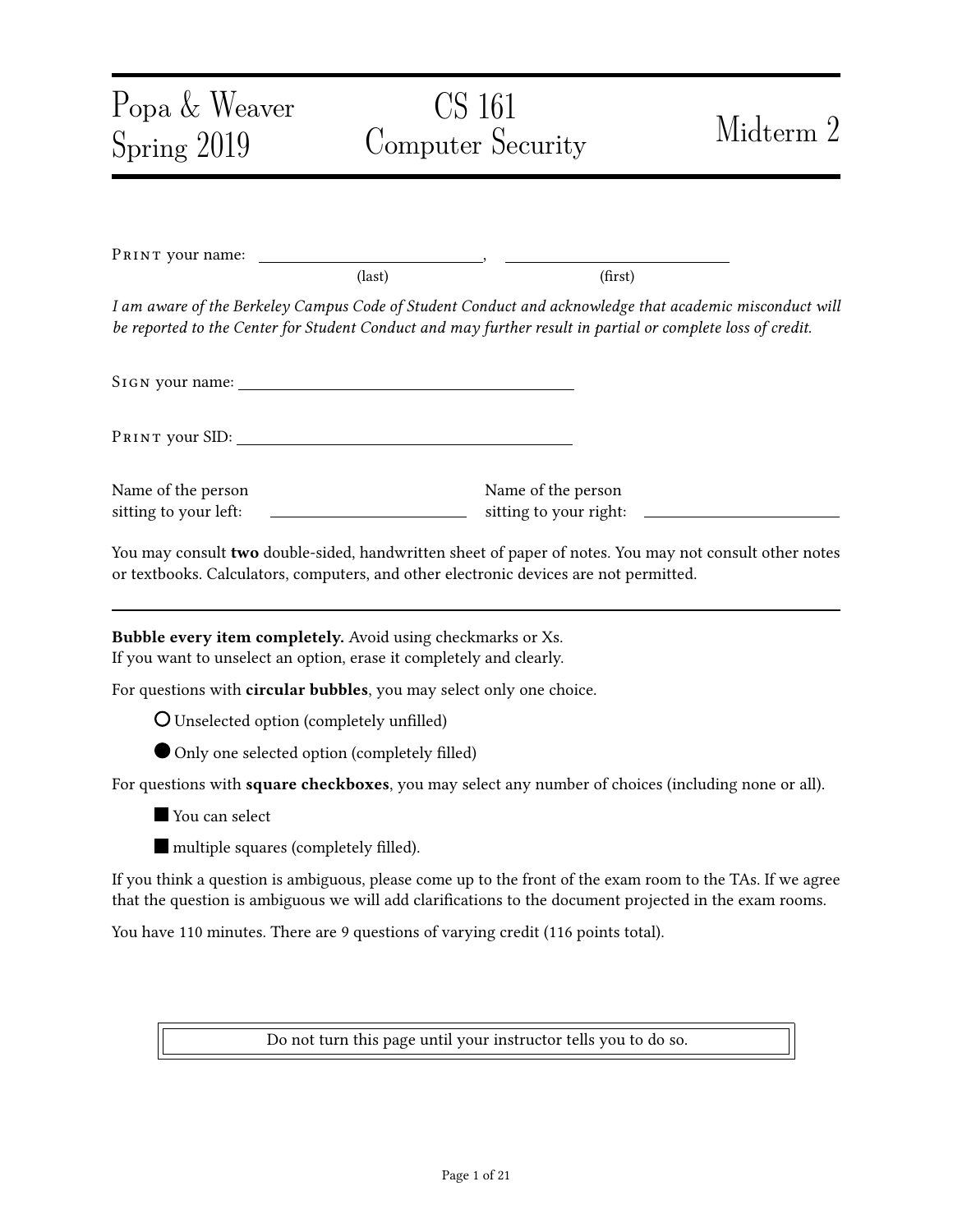Popa & Weaver
Spring 2019

# CS 161
# Computer Security

# Midterm 2

PRINT your name: ____________________, ____________________
(last) (first)

*I am aware of the Berkeley Campus Code of Student Conduct and acknowledge that academic misconduct will be reported to the Center for Student Conduct and may further result in partial or complete loss of credit.*

SIGN your name: ________________________________

PRINT your SID: ________________________________

Name of the person sitting to your left: ____________________

Name of the person sitting to your right: ____________________

You may consult **two** double-sided, handwritten sheet of paper of notes. You may not consult other notes or textbooks. Calculators, computers, and other electronic devices are not permitted.

---

**Bubble every item completely.** Avoid using checkmarks or Xs.
If you want to unselect an option, erase it completely and clearly.

For questions with **circular bubbles**, you may select only one choice.

- ○ Unselected option (completely unfilled)
- ● Only one selected option (completely filled)

For questions with **square checkboxes**, you may select any number of choices (including none or all).

- ■ You can select
- ■ multiple squares (completely filled).

If you think a question is ambiguous, please come up to the front of the exam room to the TAs. If we agree that the question is ambiguous we will add clarifications to the document projected in the exam rooms.

You have 110 minutes. There are 9 questions of varying credit (116 points total).

Do not turn this page until your instructor tells you to do so.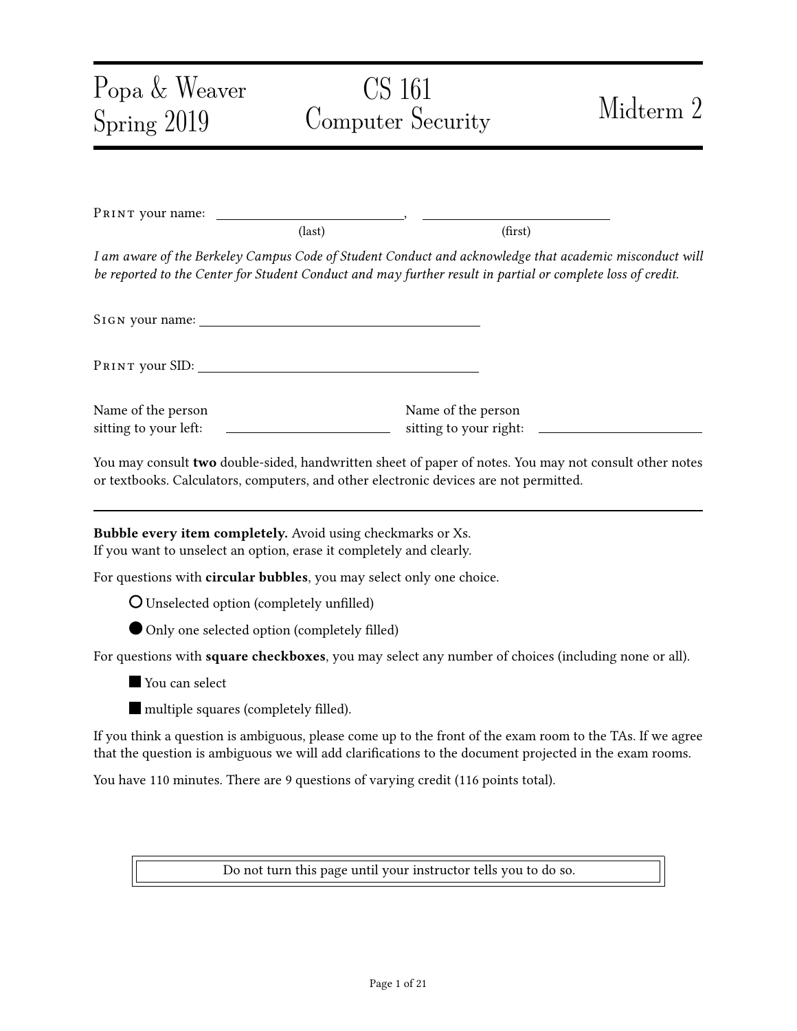Popa & Weaver
Spring 2019

CS 161
Computer Security

Midterm 2

PRINT your name: ____________________, ____________________
(last) (first)

*I am aware of the Berkeley Campus Code of Student Conduct and acknowledge that academic misconduct will be reported to the Center for Student Conduct and may further result in partial or complete loss of credit.*

SIGN your name: ______________________________

PRINT your SID: ______________________________

Name of the person sitting to your left: ____________________

Name of the person sitting to your right: ____________________

You may consult **two** double-sided, handwritten sheet of paper of notes. You may not consult other notes or textbooks. Calculators, computers, and other electronic devices are not permitted.

---

**Bubble every item completely.** Avoid using checkmarks or Xs.
If you want to unselect an option, erase it completely and clearly.

For questions with **circular bubbles**, you may select only one choice.

○ Unselected option (completely unfilled)

● Only one selected option (completely filled)

For questions with **square checkboxes**, you may select any number of choices (including none or all).

■ You can select

■ multiple squares (completely filled).

If you think a question is ambiguous, please come up to the front of the exam room to the TAs. If we agree that the question is ambiguous we will add clarifications to the document projected in the exam rooms.

You have 110 minutes. There are 9 questions of varying credit (116 points total).

Do not turn this page until your instructor tells you to do so.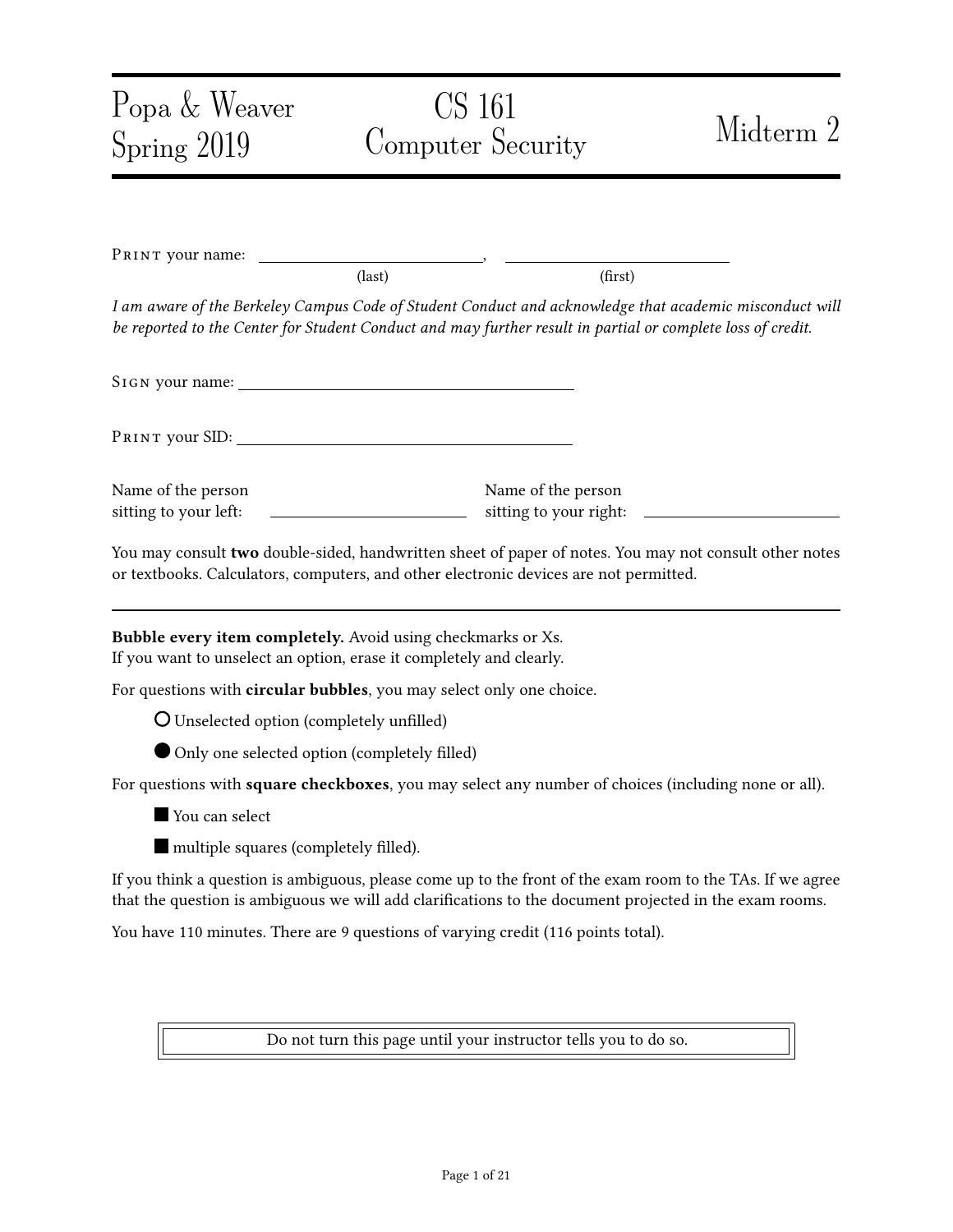# Popa & Weaver
# Spring 2019

# CS 161
# Computer Security

# Midterm 2

PRINT your name: \_\_\_\_\_\_\_\_\_\_\_\_\_\_\_\_\_\_\_\_\_\_\_\_\_\_\_\_, \_\_\_\_\_\_\_\_\_\_\_\_\_\_\_\_\_\_\_\_\_\_\_\_\_\_\_\_
(last) (first)

*I am aware of the Berkeley Campus Code of Student Conduct and acknowledge that academic misconduct will be reported to the Center for Student Conduct and may further result in partial or complete loss of credit.*

SIGN your name: \_\_\_\_\_\_\_\_\_\_\_\_\_\_\_\_\_\_\_\_\_\_\_\_\_\_\_\_\_\_\_\_\_\_\_\_\_\_\_\_

PRINT your SID: \_\_\_\_\_\_\_\_\_\_\_\_\_\_\_\_\_\_\_\_\_\_\_\_\_\_\_\_\_\_\_\_\_\_\_\_\_\_\_\_

Name of the person sitting to your left: \_\_\_\_\_\_\_\_\_\_\_\_\_\_\_\_\_\_\_\_\_\_\_\_

Name of the person sitting to your right: \_\_\_\_\_\_\_\_\_\_\_\_\_\_\_\_\_\_\_\_\_\_\_\_

You may consult **two** double-sided, handwritten sheet of paper of notes. You may not consult other notes or textbooks. Calculators, computers, and other electronic devices are not permitted.

---

**Bubble every item completely.** Avoid using checkmarks or Xs.
If you want to unselect an option, erase it completely and clearly.

For questions with **circular bubbles**, you may select only one choice.

○ Unselected option (completely unfilled)

● Only one selected option (completely filled)

For questions with **square checkboxes**, you may select any number of choices (including none or all).

■ You can select

■ multiple squares (completely filled).

If you think a question is ambiguous, please come up to the front of the exam room to the TAs. If we agree that the question is ambiguous we will add clarifications to the document projected in the exam rooms.

You have 110 minutes. There are 9 questions of varying credit (116 points total).

Do not turn this page until your instructor tells you to do so.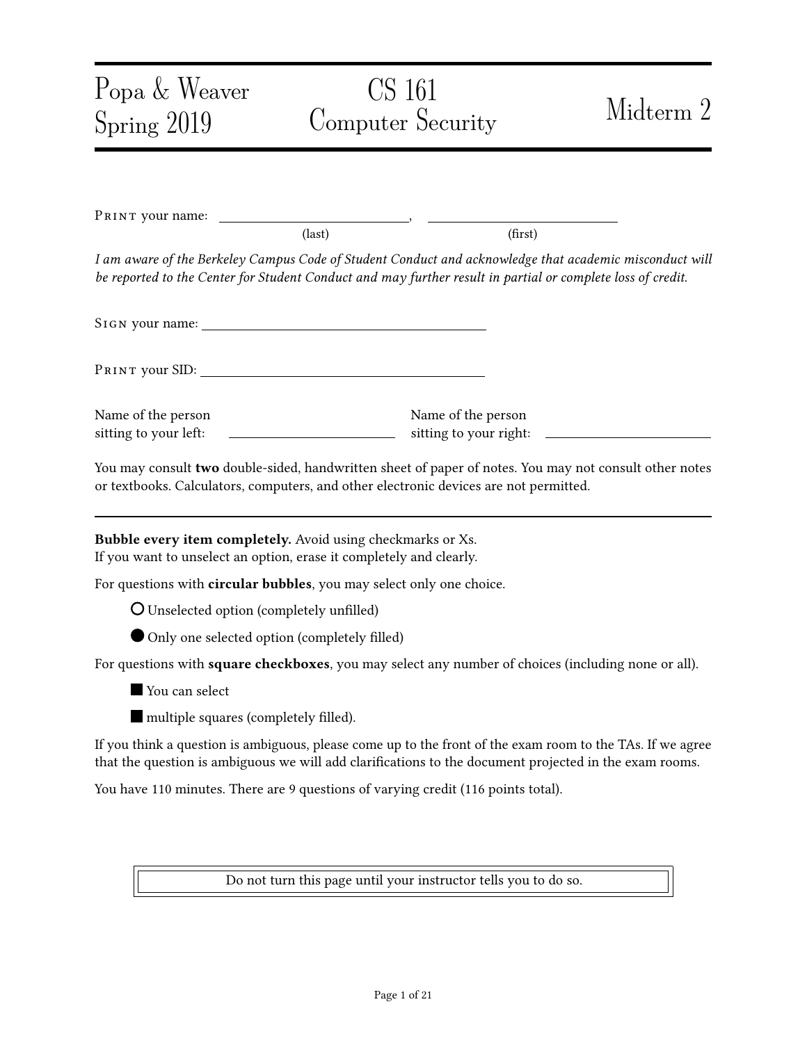# Popa & Weaver Spring 2019 — CS 161 Computer Security — Midterm 2

PRINT your name: \_\_\_\_\_\_\_\_\_\_\_\_\_\_\_\_\_\_\_\_\_\_\_\_, \_\_\_\_\_\_\_\_\_\_\_\_\_\_\_\_\_\_\_\_\_\_\_\_
(last) (first)

*I am aware of the Berkeley Campus Code of Student Conduct and acknowledge that academic misconduct will be reported to the Center for Student Conduct and may further result in partial or complete loss of credit.*

SIGN your name: \_\_\_\_\_\_\_\_\_\_\_\_\_\_\_\_\_\_\_\_\_\_\_\_\_\_\_\_\_\_\_\_

PRINT your SID: \_\_\_\_\_\_\_\_\_\_\_\_\_\_\_\_\_\_\_\_\_\_\_\_\_\_\_\_\_\_\_\_

Name of the person sitting to your left: \_\_\_\_\_\_\_\_\_\_\_\_\_\_\_\_\_\_\_\_

Name of the person sitting to your right: \_\_\_\_\_\_\_\_\_\_\_\_\_\_\_\_\_\_\_\_

You may consult **two** double-sided, handwritten sheet of paper of notes. You may not consult other notes or textbooks. Calculators, computers, and other electronic devices are not permitted.

---

**Bubble every item completely.** Avoid using checkmarks or Xs.
If you want to unselect an option, erase it completely and clearly.

For questions with **circular bubbles**, you may select only one choice.

- ○ Unselected option (completely unfilled)
- ● Only one selected option (completely filled)

For questions with **square checkboxes**, you may select any number of choices (including none or all).

- ■ You can select
- ■ multiple squares (completely filled).

If you think a question is ambiguous, please come up to the front of the exam room to the TAs. If we agree that the question is ambiguous we will add clarifications to the document projected in the exam rooms.

You have 110 minutes. There are 9 questions of varying credit (116 points total).

Do not turn this page until your instructor tells you to do so.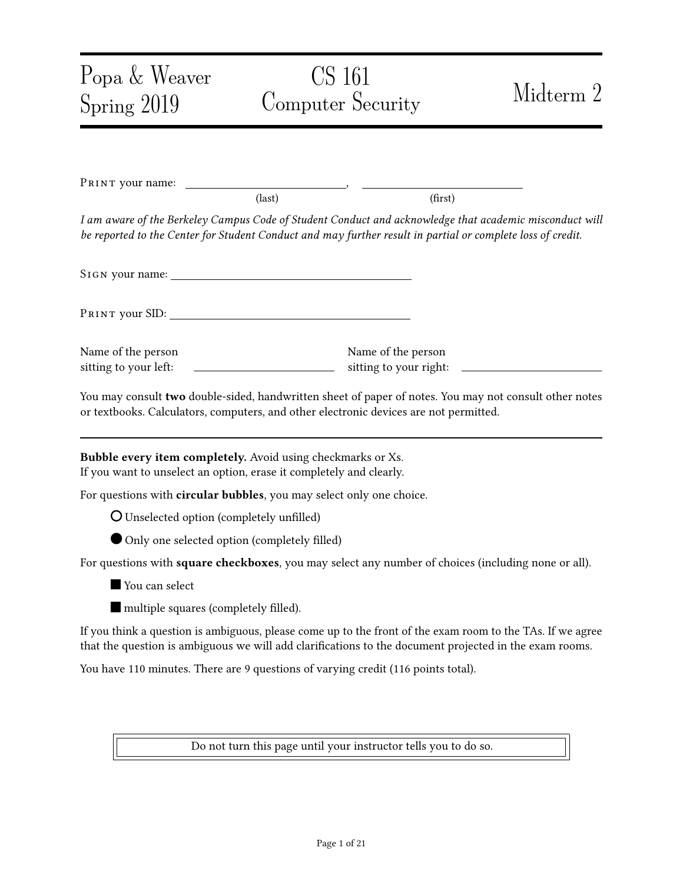# Popa & Weaver
# Spring 2019

# CS 161
# Computer Security

# Midterm 2

PRINT your name: \_\_\_\_\_\_\_\_\_\_\_\_\_\_\_\_\_\_\_\_\_\_\_\_\_\_\_\_, \_\_\_\_\_\_\_\_\_\_\_\_\_\_\_\_\_\_\_\_\_\_\_\_\_\_\_\_
(last) (first)

*I am aware of the Berkeley Campus Code of Student Conduct and acknowledge that academic misconduct will be reported to the Center for Student Conduct and may further result in partial or complete loss of credit.*

SIGN your name: \_\_\_\_\_\_\_\_\_\_\_\_\_\_\_\_\_\_\_\_\_\_\_\_\_\_\_\_\_\_\_\_\_\_\_\_\_\_\_\_

PRINT your SID: \_\_\_\_\_\_\_\_\_\_\_\_\_\_\_\_\_\_\_\_\_\_\_\_\_\_\_\_\_\_\_\_\_\_\_\_\_\_\_\_

Name of the person sitting to your left: \_\_\_\_\_\_\_\_\_\_\_\_\_\_\_\_\_\_\_\_\_\_\_\_

Name of the person sitting to your right: \_\_\_\_\_\_\_\_\_\_\_\_\_\_\_\_\_\_\_\_\_\_\_\_

You may consult **two** double-sided, handwritten sheet of paper of notes. You may not consult other notes or textbooks. Calculators, computers, and other electronic devices are not permitted.

---

**Bubble every item completely.** Avoid using checkmarks or Xs.
If you want to unselect an option, erase it completely and clearly.

For questions with **circular bubbles**, you may select only one choice.

- ○ Unselected option (completely unfilled)
- ● Only one selected option (completely filled)

For questions with **square checkboxes**, you may select any number of choices (including none or all).

- ■ You can select
- ■ multiple squares (completely filled).

If you think a question is ambiguous, please come up to the front of the exam room to the TAs. If we agree that the question is ambiguous we will add clarifications to the document projected in the exam rooms.

You have 110 minutes. There are 9 questions of varying credit (116 points total).

Do not turn this page until your instructor tells you to do so.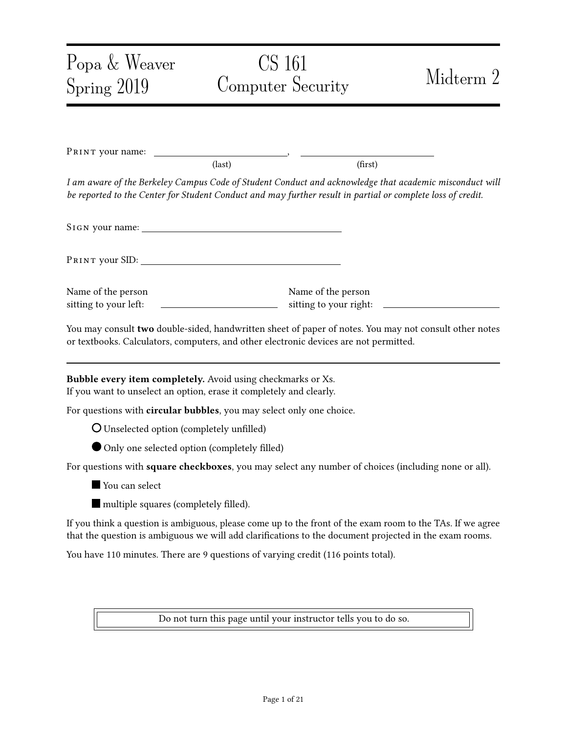Popa & Weaver
Spring 2019

# CS 161
# Computer Security

# Midterm 2

PRINT your name: ______________________, ______________________
(last) (first)

*I am aware of the Berkeley Campus Code of Student Conduct and acknowledge that academic misconduct will be reported to the Center for Student Conduct and may further result in partial or complete loss of credit.*

SIGN your name: ______________________

PRINT your SID: ______________________

Name of the person sitting to your left: ______________________

Name of the person sitting to your right: ______________________

You may consult **two** double-sided, handwritten sheet of paper of notes. You may not consult other notes or textbooks. Calculators, computers, and other electronic devices are not permitted.

---

**Bubble every item completely.** Avoid using checkmarks or Xs.
If you want to unselect an option, erase it completely and clearly.

For questions with **circular bubbles**, you may select only one choice.

- ○ Unselected option (completely unfilled)
- ● Only one selected option (completely filled)

For questions with **square checkboxes**, you may select any number of choices (including none or all).

- ■ You can select
- ■ multiple squares (completely filled).

If you think a question is ambiguous, please come up to the front of the exam room to the TAs. If we agree that the question is ambiguous we will add clarifications to the document projected in the exam rooms.

You have 110 minutes. There are 9 questions of varying credit (116 points total).

Do not turn this page until your instructor tells you to do so.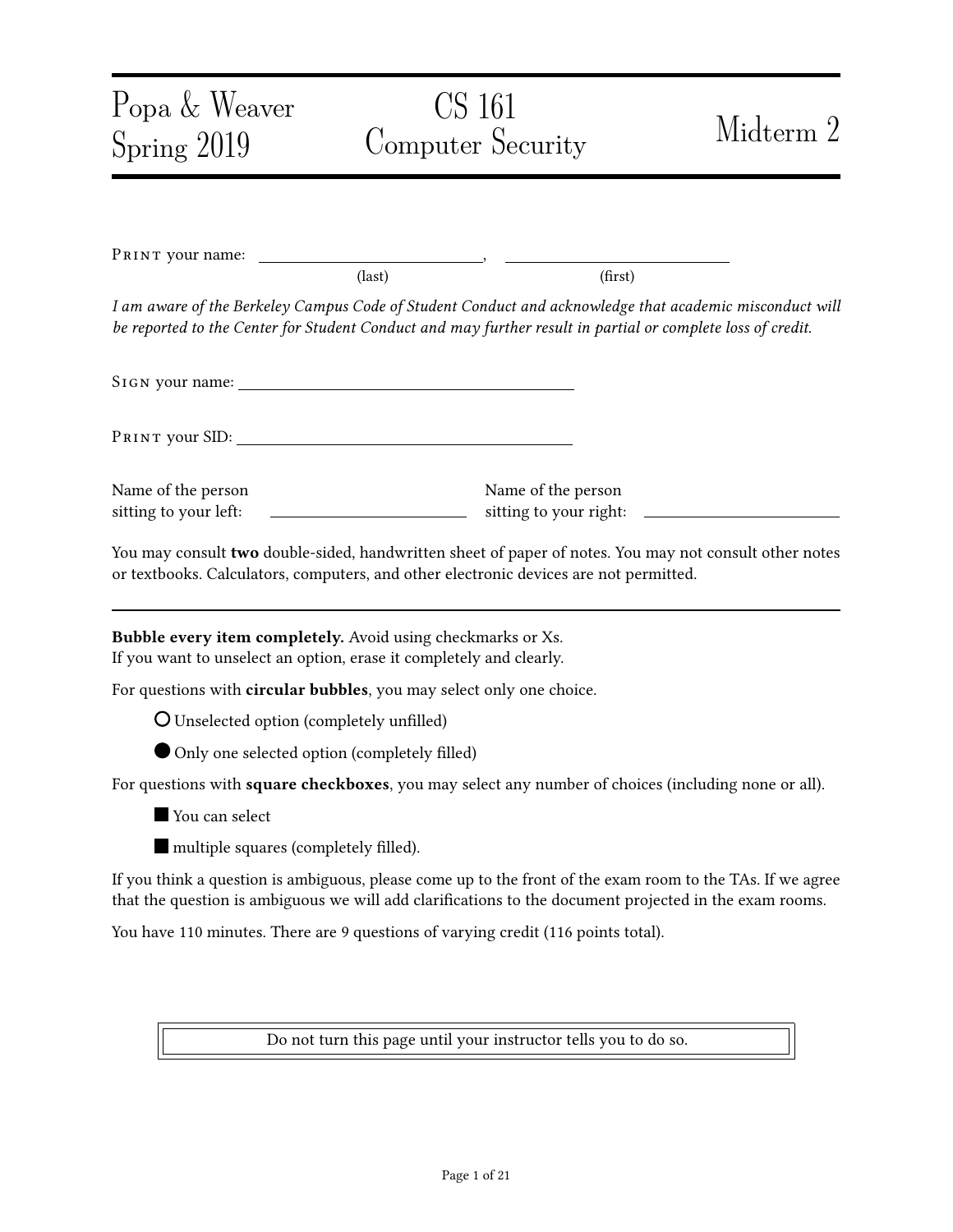Popa & Weaver
Spring 2019

# CS 161
# Computer Security

# Midterm 2

PRINT your name: ______________________, ______________________
(last) (first)

*I am aware of the Berkeley Campus Code of Student Conduct and acknowledge that academic misconduct will be reported to the Center for Student Conduct and may further result in partial or complete loss of credit.*

SIGN your name: ______________________

PRINT your SID: ______________________

Name of the person sitting to your left: ______________________

Name of the person sitting to your right: ______________________

You may consult **two** double-sided, handwritten sheet of paper of notes. You may not consult other notes or textbooks. Calculators, computers, and other electronic devices are not permitted.

---

**Bubble every item completely.** Avoid using checkmarks or Xs.
If you want to unselect an option, erase it completely and clearly.

For questions with **circular bubbles**, you may select only one choice.

○ Unselected option (completely unfilled)

● Only one selected option (completely filled)

For questions with **square checkboxes**, you may select any number of choices (including none or all).

■ You can select

■ multiple squares (completely filled).

If you think a question is ambiguous, please come up to the front of the exam room to the TAs. If we agree that the question is ambiguous we will add clarifications to the document projected in the exam rooms.

You have 110 minutes. There are 9 questions of varying credit (116 points total).

Do not turn this page until your instructor tells you to do so.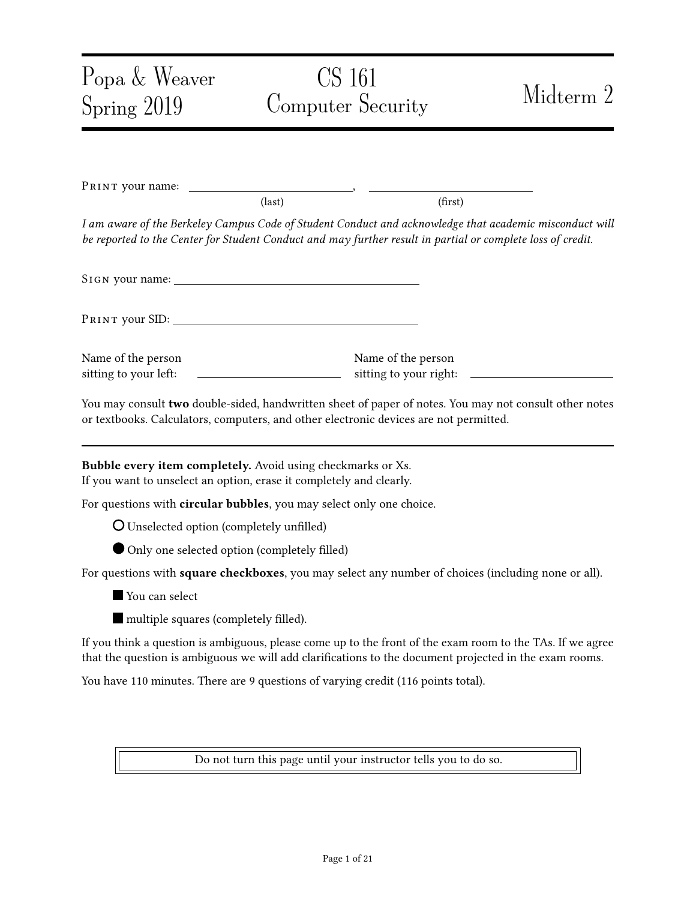Popa & Weaver
Spring 2019

# CS 161 Computer Security

# Midterm 2

PRINT your name: \_\_\_\_\_\_\_\_\_\_\_\_\_\_\_\_\_\_\_\_\_\_\_\_, \_\_\_\_\_\_\_\_\_\_\_\_\_\_\_\_\_\_\_\_\_\_\_\_
(last) (first)

*I am aware of the Berkeley Campus Code of Student Conduct and acknowledge that academic misconduct will be reported to the Center for Student Conduct and may further result in partial or complete loss of credit.*

SIGN your name: \_\_\_\_\_\_\_\_\_\_\_\_\_\_\_\_\_\_\_\_\_\_\_\_\_\_\_\_\_\_\_\_

PRINT your SID: \_\_\_\_\_\_\_\_\_\_\_\_\_\_\_\_\_\_\_\_\_\_\_\_\_\_\_\_\_\_\_\_

Name of the person sitting to your left: \_\_\_\_\_\_\_\_\_\_\_\_\_\_\_\_\_\_\_\_

Name of the person sitting to your right: \_\_\_\_\_\_\_\_\_\_\_\_\_\_\_\_\_\_\_\_

You may consult **two** double-sided, handwritten sheet of paper of notes. You may not consult other notes or textbooks. Calculators, computers, and other electronic devices are not permitted.

---

**Bubble every item completely.** Avoid using checkmarks or Xs.
If you want to unselect an option, erase it completely and clearly.

For questions with **circular bubbles**, you may select only one choice.

○ Unselected option (completely unfilled)

● Only one selected option (completely filled)

For questions with **square checkboxes**, you may select any number of choices (including none or all).

■ You can select

■ multiple squares (completely filled).

If you think a question is ambiguous, please come up to the front of the exam room to the TAs. If we agree that the question is ambiguous we will add clarifications to the document projected in the exam rooms.

You have 110 minutes. There are 9 questions of varying credit (116 points total).

Do not turn this page until your instructor tells you to do so.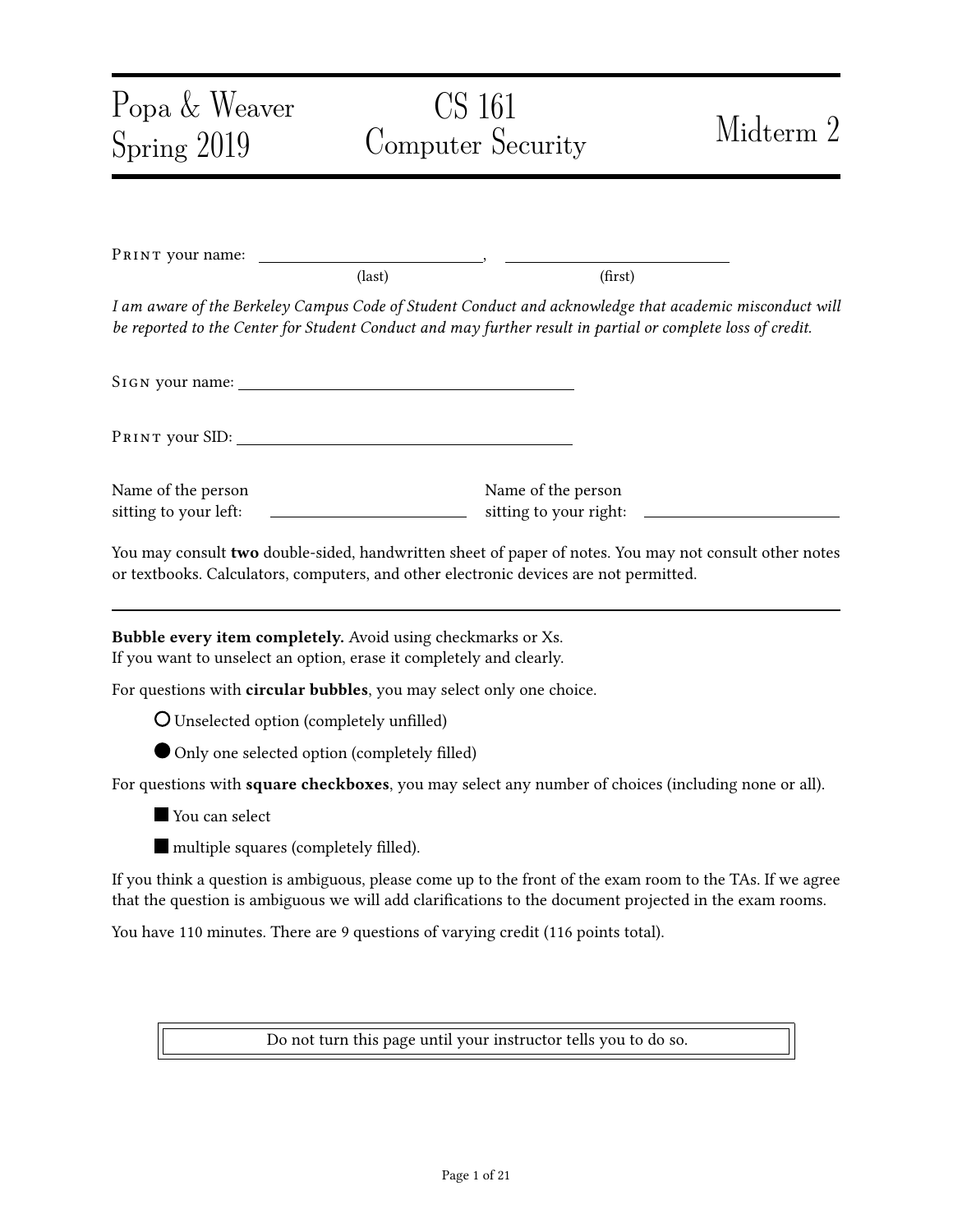Popa & Weaver
Spring 2019

# CS 161 Computer Security

# Midterm 2

PRINT your name: ______________________, ______________________
(last) (first)

*I am aware of the Berkeley Campus Code of Student Conduct and acknowledge that academic misconduct will be reported to the Center for Student Conduct and may further result in partial or complete loss of credit.*

SIGN your name: ______________________

PRINT your SID: ______________________

Name of the person sitting to your left: ______________________

Name of the person sitting to your right: ______________________

You may consult **two** double-sided, handwritten sheet of paper of notes. You may not consult other notes or textbooks. Calculators, computers, and other electronic devices are not permitted.

---

**Bubble every item completely.** Avoid using checkmarks or Xs.
If you want to unselect an option, erase it completely and clearly.

For questions with **circular bubbles**, you may select only one choice.

○ Unselected option (completely unfilled)

● Only one selected option (completely filled)

For questions with **square checkboxes**, you may select any number of choices (including none or all).

■ You can select

■ multiple squares (completely filled).

If you think a question is ambiguous, please come up to the front of the exam room to the TAs. If we agree that the question is ambiguous we will add clarifications to the document projected in the exam rooms.

You have 110 minutes. There are 9 questions of varying credit (116 points total).

Do not turn this page until your instructor tells you to do so.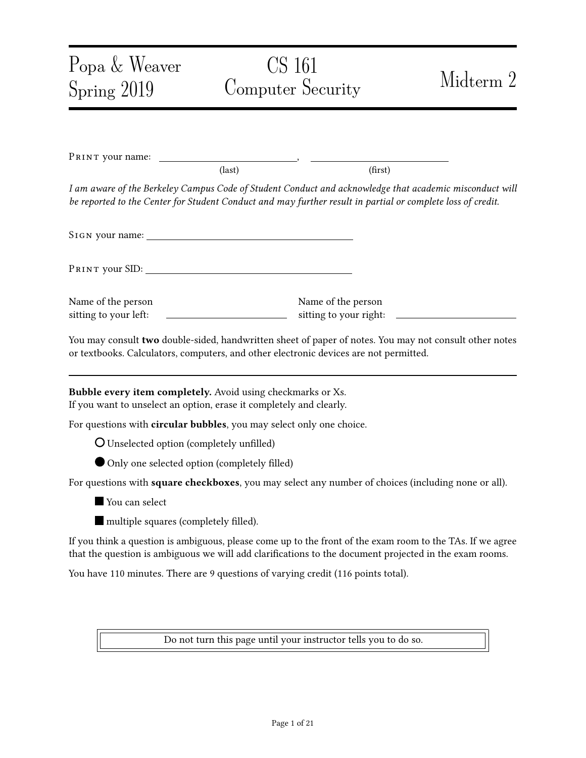Popa & Weaver
Spring 2019

# CS 161
# Computer Security

# Midterm 2

Print your name: ____________________, ____________________
(last) (first)

*I am aware of the Berkeley Campus Code of Student Conduct and acknowledge that academic misconduct will be reported to the Center for Student Conduct and may further result in partial or complete loss of credit.*

Sign your name: ______________________________

Print your SID: ______________________________

Name of the person sitting to your left: ____________________

Name of the person sitting to your right: ____________________

You may consult **two** double-sided, handwritten sheet of paper of notes. You may not consult other notes or textbooks. Calculators, computers, and other electronic devices are not permitted.

---

**Bubble every item completely.** Avoid using checkmarks or Xs.
If you want to unselect an option, erase it completely and clearly.

For questions with **circular bubbles**, you may select only one choice.

○ Unselected option (completely unfilled)

● Only one selected option (completely filled)

For questions with **square checkboxes**, you may select any number of choices (including none or all).

■ You can select

■ multiple squares (completely filled).

If you think a question is ambiguous, please come up to the front of the exam room to the TAs. If we agree that the question is ambiguous we will add clarifications to the document projected in the exam rooms.

You have 110 minutes. There are 9 questions of varying credit (116 points total).

Do not turn this page until your instructor tells you to do so.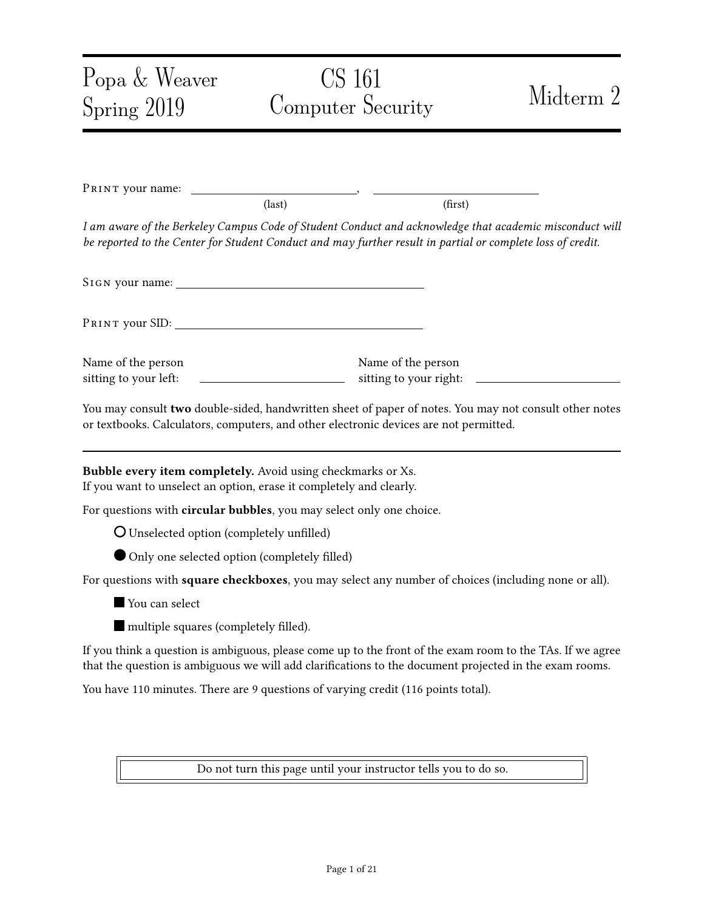Popa & Weaver
Spring 2019

# CS 161
# Computer Security

# Midterm 2

Print your name: \_\_\_\_\_\_\_\_\_\_\_\_\_\_\_\_\_\_\_\_\_\_\_\_\_\_\_\_, \_\_\_\_\_\_\_\_\_\_\_\_\_\_\_\_\_\_\_\_\_\_\_\_\_\_\_\_
(last) (first)

*I am aware of the Berkeley Campus Code of Student Conduct and acknowledge that academic misconduct will be reported to the Center for Student Conduct and may further result in partial or complete loss of credit.*

Sign your name: \_\_\_\_\_\_\_\_\_\_\_\_\_\_\_\_\_\_\_\_\_\_\_\_\_\_\_\_\_\_\_\_\_\_\_\_\_\_\_\_

Print your SID: \_\_\_\_\_\_\_\_\_\_\_\_\_\_\_\_\_\_\_\_\_\_\_\_\_\_\_\_\_\_\_\_\_\_\_\_\_\_\_\_

Name of the person sitting to your left: \_\_\_\_\_\_\_\_\_\_\_\_\_\_\_\_\_\_\_\_\_\_\_\_

Name of the person sitting to your right: \_\_\_\_\_\_\_\_\_\_\_\_\_\_\_\_\_\_\_\_\_\_\_\_

You may consult **two** double-sided, handwritten sheet of paper of notes. You may not consult other notes or textbooks. Calculators, computers, and other electronic devices are not permitted.

---

**Bubble every item completely.** Avoid using checkmarks or Xs.
If you want to unselect an option, erase it completely and clearly.

For questions with **circular bubbles**, you may select only one choice.

- ○ Unselected option (completely unfilled)
- ● Only one selected option (completely filled)

For questions with **square checkboxes**, you may select any number of choices (including none or all).

- ■ You can select
- ■ multiple squares (completely filled).

If you think a question is ambiguous, please come up to the front of the exam room to the TAs. If we agree that the question is ambiguous we will add clarifications to the document projected in the exam rooms.

You have 110 minutes. There are 9 questions of varying credit (116 points total).

Do not turn this page until your instructor tells you to do so.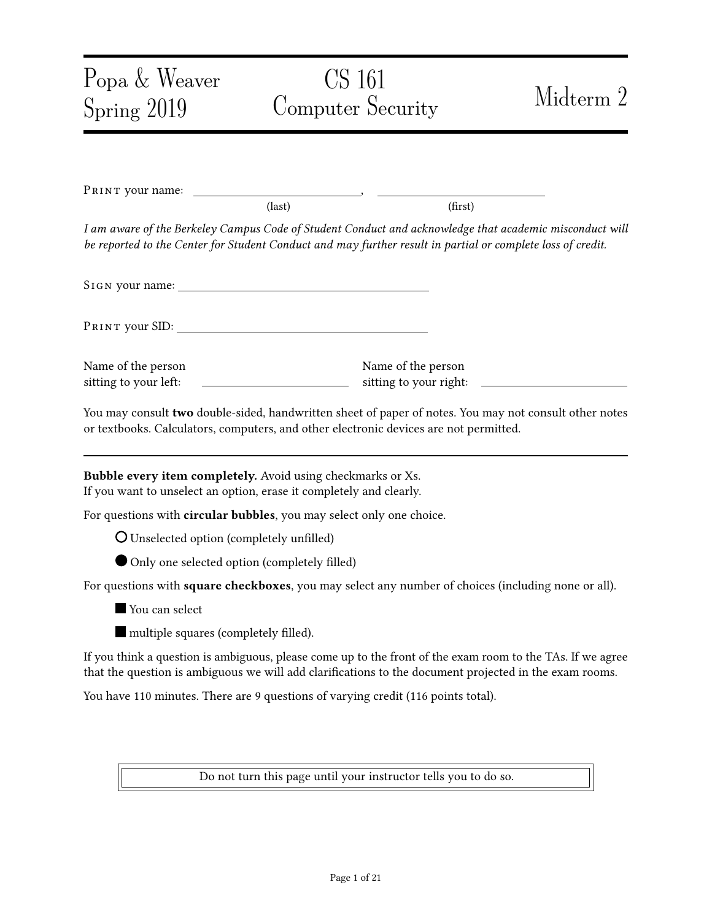Popa & Weaver
Spring 2019

# CS 161
# Computer Security

# Midterm 2

Print your name: \_\_\_\_\_\_\_\_\_\_\_\_\_\_\_\_\_\_\_\_\_\_\_\_\_\_\_\_, \_\_\_\_\_\_\_\_\_\_\_\_\_\_\_\_\_\_\_\_\_\_\_\_\_\_\_\_
(last) (first)

*I am aware of the Berkeley Campus Code of Student Conduct and acknowledge that academic misconduct will be reported to the Center for Student Conduct and may further result in partial or complete loss of credit.*

Sign your name: \_\_\_\_\_\_\_\_\_\_\_\_\_\_\_\_\_\_\_\_\_\_\_\_\_\_\_\_\_\_\_\_\_\_\_\_\_\_\_\_

Print your SID: \_\_\_\_\_\_\_\_\_\_\_\_\_\_\_\_\_\_\_\_\_\_\_\_\_\_\_\_\_\_\_\_\_\_\_\_\_\_\_\_

Name of the person sitting to your left: \_\_\_\_\_\_\_\_\_\_\_\_\_\_\_\_\_\_\_\_\_\_\_\_

Name of the person sitting to your right: \_\_\_\_\_\_\_\_\_\_\_\_\_\_\_\_\_\_\_\_\_\_\_\_

You may consult **two** double-sided, handwritten sheet of paper of notes. You may not consult other notes or textbooks. Calculators, computers, and other electronic devices are not permitted.

---

**Bubble every item completely.** Avoid using checkmarks or Xs.
If you want to unselect an option, erase it completely and clearly.

For questions with **circular bubbles**, you may select only one choice.

○ Unselected option (completely unfilled)

● Only one selected option (completely filled)

For questions with **square checkboxes**, you may select any number of choices (including none or all).

■ You can select

■ multiple squares (completely filled).

If you think a question is ambiguous, please come up to the front of the exam room to the TAs. If we agree that the question is ambiguous we will add clarifications to the document projected in the exam rooms.

You have 110 minutes. There are 9 questions of varying credit (116 points total).

Do not turn this page until your instructor tells you to do so.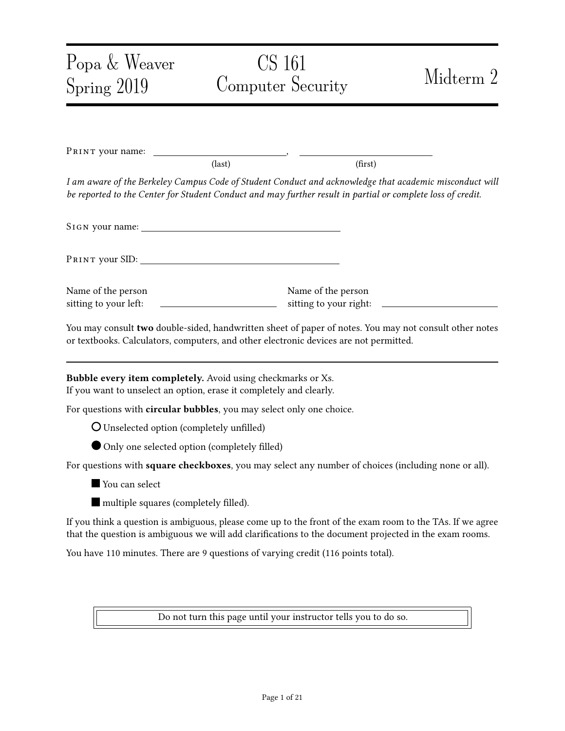Popa & Weaver
Spring 2019

# CS 161
# Computer Security

# Midterm 2

Print your name: \_\_\_\_\_\_\_\_\_\_\_\_\_\_\_\_\_\_\_\_\_\_\_\_\_\_, \_\_\_\_\_\_\_\_\_\_\_\_\_\_\_\_\_\_\_\_\_\_\_\_\_\_
(last) (first)

*I am aware of the Berkeley Campus Code of Student Conduct and acknowledge that academic misconduct will be reported to the Center for Student Conduct and may further result in partial or complete loss of credit.*

Sign your name: \_\_\_\_\_\_\_\_\_\_\_\_\_\_\_\_\_\_\_\_\_\_\_\_\_\_\_\_\_\_\_\_\_\_\_\_\_\_

Print your SID: \_\_\_\_\_\_\_\_\_\_\_\_\_\_\_\_\_\_\_\_\_\_\_\_\_\_\_\_\_\_\_\_\_\_\_\_\_\_

Name of the person sitting to your left: \_\_\_\_\_\_\_\_\_\_\_\_\_\_\_\_\_\_\_\_\_\_

Name of the person sitting to your right: \_\_\_\_\_\_\_\_\_\_\_\_\_\_\_\_\_\_\_\_\_\_

You may consult **two** double-sided, handwritten sheet of paper of notes. You may not consult other notes or textbooks. Calculators, computers, and other electronic devices are not permitted.

---

**Bubble every item completely.** Avoid using checkmarks or Xs.
If you want to unselect an option, erase it completely and clearly.

For questions with **circular bubbles**, you may select only one choice.

○ Unselected option (completely unfilled)

● Only one selected option (completely filled)

For questions with **square checkboxes**, you may select any number of choices (including none or all).

■ You can select

■ multiple squares (completely filled).

If you think a question is ambiguous, please come up to the front of the exam room to the TAs. If we agree that the question is ambiguous we will add clarifications to the document projected in the exam rooms.

You have 110 minutes. There are 9 questions of varying credit (116 points total).

Do not turn this page until your instructor tells you to do so.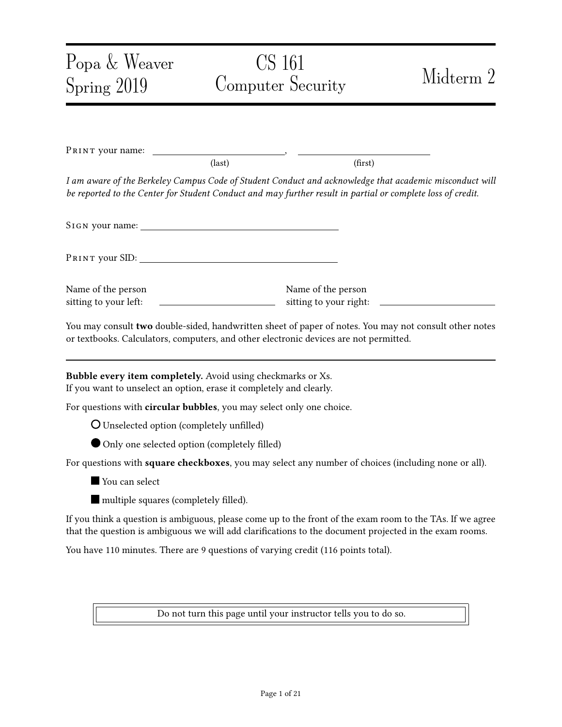# Popa & Weaver Spring 2019

# CS 161 Computer Security

# Midterm 2

PRINT your name: \_\_\_\_\_\_\_\_\_\_\_\_\_\_\_\_\_\_\_\_\_\_\_\_\_\_\_\_, \_\_\_\_\_\_\_\_\_\_\_\_\_\_\_\_\_\_\_\_\_\_\_\_\_\_\_\_
(last) (first)

*I am aware of the Berkeley Campus Code of Student Conduct and acknowledge that academic misconduct will be reported to the Center for Student Conduct and may further result in partial or complete loss of credit.*

SIGN your name: \_\_\_\_\_\_\_\_\_\_\_\_\_\_\_\_\_\_\_\_\_\_\_\_\_\_\_\_\_\_\_\_\_\_\_\_\_\_\_\_

PRINT your SID: \_\_\_\_\_\_\_\_\_\_\_\_\_\_\_\_\_\_\_\_\_\_\_\_\_\_\_\_\_\_\_\_\_\_\_\_\_\_\_\_

Name of the person sitting to your left: \_\_\_\_\_\_\_\_\_\_\_\_\_\_\_\_\_\_\_\_\_\_\_\_

Name of the person sitting to your right: \_\_\_\_\_\_\_\_\_\_\_\_\_\_\_\_\_\_\_\_\_\_\_\_

You may consult **two** double-sided, handwritten sheet of paper of notes. You may not consult other notes or textbooks. Calculators, computers, and other electronic devices are not permitted.

---

**Bubble every item completely.** Avoid using checkmarks or Xs.
If you want to unselect an option, erase it completely and clearly.

For questions with **circular bubbles**, you may select only one choice.

- ○ Unselected option (completely unfilled)
- ● Only one selected option (completely filled)

For questions with **square checkboxes**, you may select any number of choices (including none or all).

- ■ You can select
- ■ multiple squares (completely filled).

If you think a question is ambiguous, please come up to the front of the exam room to the TAs. If we agree that the question is ambiguous we will add clarifications to the document projected in the exam rooms.

You have 110 minutes. There are 9 questions of varying credit (116 points total).

Do not turn this page until your instructor tells you to do so.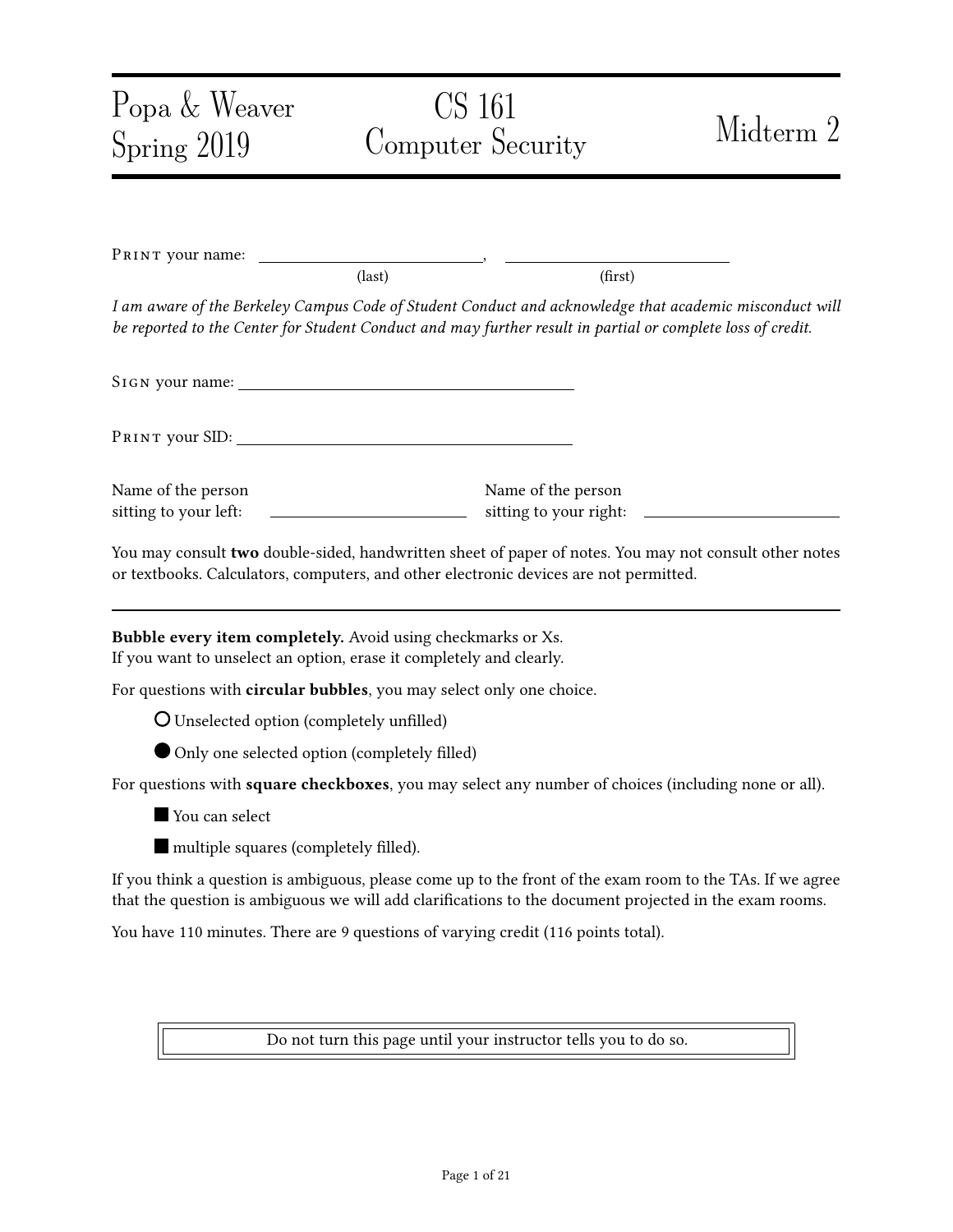# Popa & Weaver Spring 2019

# CS 161 Computer Security

# Midterm 2

Print your name: ______________________, ______________________
(last) (first)

*I am aware of the Berkeley Campus Code of Student Conduct and acknowledge that academic misconduct will be reported to the Center for Student Conduct and may further result in partial or complete loss of credit.*

Sign your name: ______________________

Print your SID: ______________________

Name of the person sitting to your left: ______________________

Name of the person sitting to your right: ______________________

You may consult **two** double-sided, handwritten sheet of paper of notes. You may not consult other notes or textbooks. Calculators, computers, and other electronic devices are not permitted.

---

**Bubble every item completely.** Avoid using checkmarks or Xs.
If you want to unselect an option, erase it completely and clearly.

For questions with **circular bubbles**, you may select only one choice.

○ Unselected option (completely unfilled)

● Only one selected option (completely filled)

For questions with **square checkboxes**, you may select any number of choices (including none or all).

■ You can select

■ multiple squares (completely filled).

If you think a question is ambiguous, please come up to the front of the exam room to the TAs. If we agree that the question is ambiguous we will add clarifications to the document projected in the exam rooms.

You have 110 minutes. There are 9 questions of varying credit (116 points total).

Do not turn this page until your instructor tells you to do so.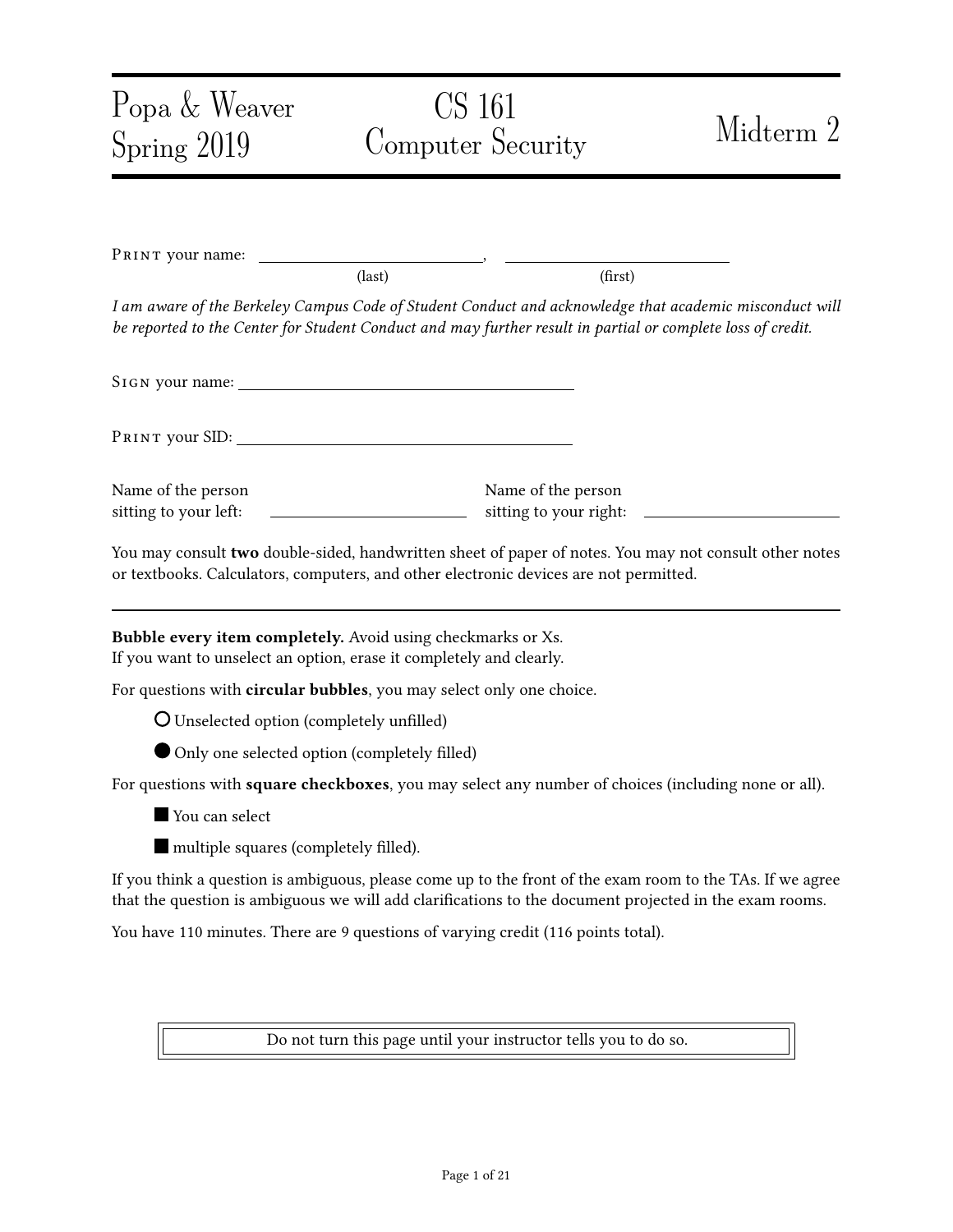Popa & Weaver
Spring 2019

# CS 161
# Computer Security

# Midterm 2

PRINT your name: ______________________, ______________________
(last) (first)

*I am aware of the Berkeley Campus Code of Student Conduct and acknowledge that academic misconduct will be reported to the Center for Student Conduct and may further result in partial or complete loss of credit.*

SIGN your name: ______________________________

PRINT your SID: ______________________________

Name of the person sitting to your left: ______________________

Name of the person sitting to your right: ______________________

You may consult **two** double-sided, handwritten sheet of paper of notes. You may not consult other notes or textbooks. Calculators, computers, and other electronic devices are not permitted.

---

**Bubble every item completely.** Avoid using checkmarks or Xs.
If you want to unselect an option, erase it completely and clearly.

For questions with **circular bubbles**, you may select only one choice.

○ Unselected option (completely unfilled)

● Only one selected option (completely filled)

For questions with **square checkboxes**, you may select any number of choices (including none or all).

■ You can select

■ multiple squares (completely filled).

If you think a question is ambiguous, please come up to the front of the exam room to the TAs. If we agree that the question is ambiguous we will add clarifications to the document projected in the exam rooms.

You have 110 minutes. There are 9 questions of varying credit (116 points total).

Do not turn this page until your instructor tells you to do so.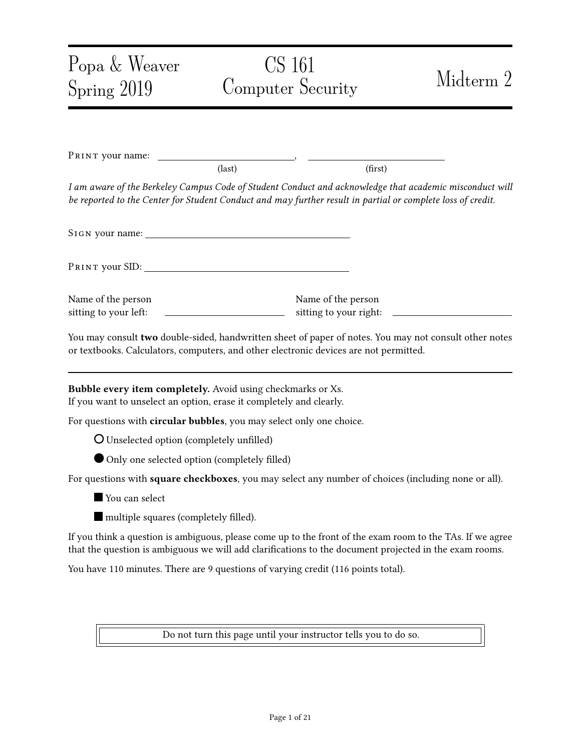| Popa & Weaver Spring 2019 | CS 161 Computer Security | Midterm 2 |
| --- | --- | --- |

Print your name: \_\_\_\_\_\_\_\_\_\_\_\_\_\_\_\_\_\_\_\_\_\_\_\_, \_\_\_\_\_\_\_\_\_\_\_\_\_\_\_\_\_\_\_\_\_\_\_\_

(last) (first)

*I am aware of the Berkeley Campus Code of Student Conduct and acknowledge that academic misconduct will be reported to the Center for Student Conduct and may further result in partial or complete loss of credit.*

Sign your name: \_\_\_\_\_\_\_\_\_\_\_\_\_\_\_\_\_\_\_\_\_\_\_\_\_\_\_\_\_\_\_\_

Print your SID: \_\_\_\_\_\_\_\_\_\_\_\_\_\_\_\_\_\_\_\_\_\_\_\_\_\_\_\_\_\_\_\_

Name of the person sitting to your left: \_\_\_\_\_\_\_\_\_\_\_\_\_\_\_\_\_\_\_\_

Name of the person sitting to your right: \_\_\_\_\_\_\_\_\_\_\_\_\_\_\_\_\_\_\_\_

You may consult **two** double-sided, handwritten sheet of paper of notes. You may not consult other notes or textbooks. Calculators, computers, and other electronic devices are not permitted.

---

**Bubble every item completely.** Avoid using checkmarks or Xs.
If you want to unselect an option, erase it completely and clearly.

For questions with **circular bubbles**, you may select only one choice.

- ○ Unselected option (completely unfilled)
- ● Only one selected option (completely filled)

For questions with **square checkboxes**, you may select any number of choices (including none or all).

- ■ You can select
- ■ multiple squares (completely filled).

If you think a question is ambiguous, please come up to the front of the exam room to the TAs. If we agree that the question is ambiguous we will add clarifications to the document projected in the exam rooms.

You have 110 minutes. There are 9 questions of varying credit (116 points total).

Do not turn this page until your instructor tells you to do so.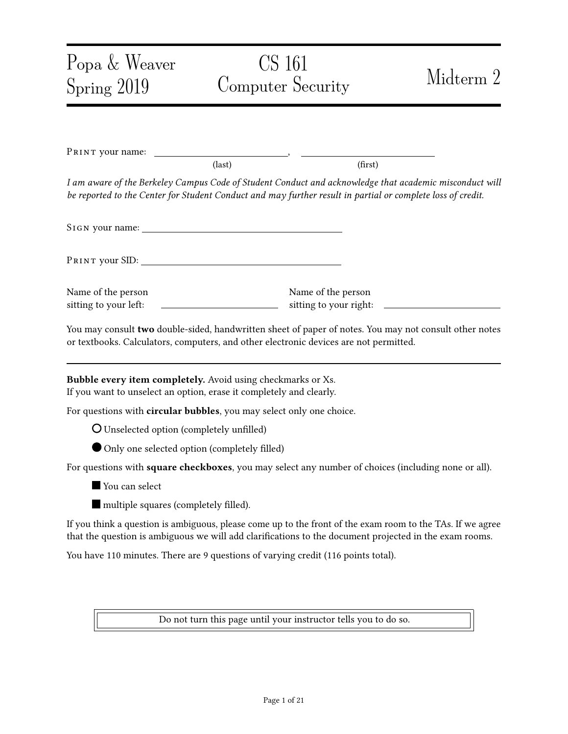# Popa & Weaver Spring 2019 — CS 161 Computer Security — Midterm 2

PRINT your name: ______________________, ______________________
(last) (first)

*I am aware of the Berkeley Campus Code of Student Conduct and acknowledge that academic misconduct will be reported to the Center for Student Conduct and may further result in partial or complete loss of credit.*

SIGN your name: ______________________

PRINT your SID: ______________________

Name of the person sitting to your left: ______________________

Name of the person sitting to your right: ______________________

You may consult **two** double-sided, handwritten sheet of paper of notes. You may not consult other notes or textbooks. Calculators, computers, and other electronic devices are not permitted.

---

**Bubble every item completely.** Avoid using checkmarks or Xs.
If you want to unselect an option, erase it completely and clearly.

For questions with **circular bubbles**, you may select only one choice.

- ○ Unselected option (completely unfilled)
- ● Only one selected option (completely filled)

For questions with **square checkboxes**, you may select any number of choices (including none or all).

- ■ You can select
- ■ multiple squares (completely filled).

If you think a question is ambiguous, please come up to the front of the exam room to the TAs. If we agree that the question is ambiguous we will add clarifications to the document projected in the exam rooms.

You have 110 minutes. There are 9 questions of varying credit (116 points total).

Do not turn this page until your instructor tells you to do so.